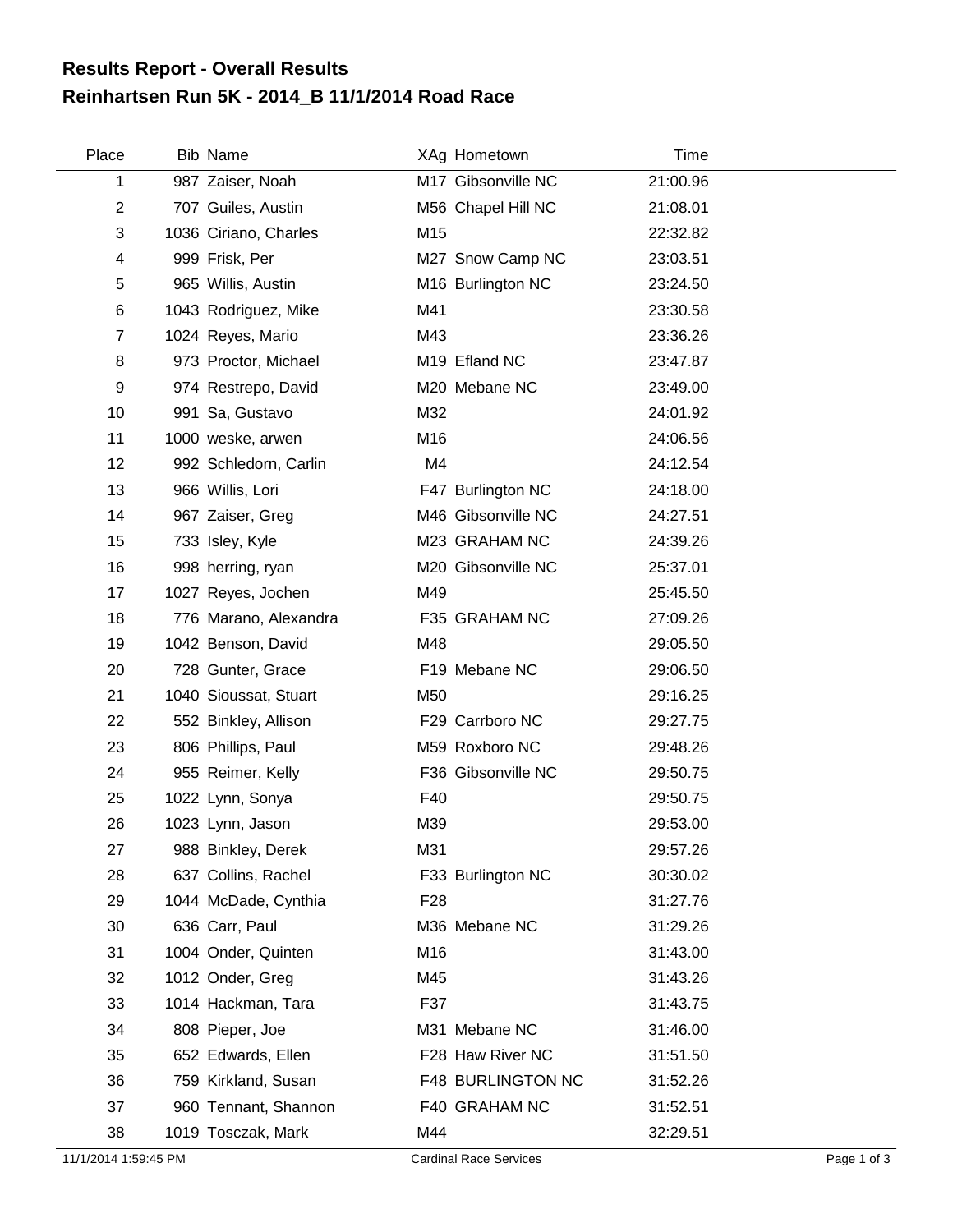# Results Report - Overall Results
## Reinhartsen Run 5K - 2014_B 11/1/2014 Road Race

| Place | Bib | Name | XAg | Hometown | Time |
|---|---|---|---|---|---|
| 1 | 987 | Zaiser, Noah | M17 | Gibsonville NC | 21:00.96 |
| 2 | 707 | Guiles, Austin | M56 | Chapel Hill NC | 21:08.01 |
| 3 | 1036 | Ciriano, Charles | M15 | | 22:32.82 |
| 4 | 999 | Frisk, Per | M27 | Snow Camp NC | 23:03.51 |
| 5 | 965 | Willis, Austin | M16 | Burlington NC | 23:24.50 |
| 6 | 1043 | Rodriguez, Mike | M41 | | 23:30.58 |
| 7 | 1024 | Reyes, Mario | M43 | | 23:36.26 |
| 8 | 973 | Proctor, Michael | M19 | Efland NC | 23:47.87 |
| 9 | 974 | Restrepo, David | M20 | Mebane NC | 23:49.00 |
| 10 | 991 | Sa, Gustavo | M32 | | 24:01.92 |
| 11 | 1000 | weske, arwen | M16 | | 24:06.56 |
| 12 | 992 | Schledorn, Carlin | M4 | | 24:12.54 |
| 13 | 966 | Willis, Lori | F47 | Burlington NC | 24:18.00 |
| 14 | 967 | Zaiser, Greg | M46 | Gibsonville NC | 24:27.51 |
| 15 | 733 | Isley, Kyle | M23 | GRAHAM NC | 24:39.26 |
| 16 | 998 | herring, ryan | M20 | Gibsonville NC | 25:37.01 |
| 17 | 1027 | Reyes, Jochen | M49 | | 25:45.50 |
| 18 | 776 | Marano, Alexandra | F35 | GRAHAM NC | 27:09.26 |
| 19 | 1042 | Benson, David | M48 | | 29:05.50 |
| 20 | 728 | Gunter, Grace | F19 | Mebane NC | 29:06.50 |
| 21 | 1040 | Sioussat, Stuart | M50 | | 29:16.25 |
| 22 | 552 | Binkley, Allison | F29 | Carrboro NC | 29:27.75 |
| 23 | 806 | Phillips, Paul | M59 | Roxboro NC | 29:48.26 |
| 24 | 955 | Reimer, Kelly | F36 | Gibsonville NC | 29:50.75 |
| 25 | 1022 | Lynn, Sonya | F40 | | 29:50.75 |
| 26 | 1023 | Lynn, Jason | M39 | | 29:53.00 |
| 27 | 988 | Binkley, Derek | M31 | | 29:57.26 |
| 28 | 637 | Collins, Rachel | F33 | Burlington NC | 30:30.02 |
| 29 | 1044 | McDade, Cynthia | F28 | | 31:27.76 |
| 30 | 636 | Carr, Paul | M36 | Mebane NC | 31:29.26 |
| 31 | 1004 | Onder, Quinten | M16 | | 31:43.00 |
| 32 | 1012 | Onder, Greg | M45 | | 31:43.26 |
| 33 | 1014 | Hackman, Tara | F37 | | 31:43.75 |
| 34 | 808 | Pieper, Joe | M31 | Mebane NC | 31:46.00 |
| 35 | 652 | Edwards, Ellen | F28 | Haw River NC | 31:51.50 |
| 36 | 759 | Kirkland, Susan | F48 | BURLINGTON NC | 31:52.26 |
| 37 | 960 | Tennant, Shannon | F40 | GRAHAM NC | 31:52.51 |
| 38 | 1019 | Tosczak, Mark | M44 | | 32:29.51 |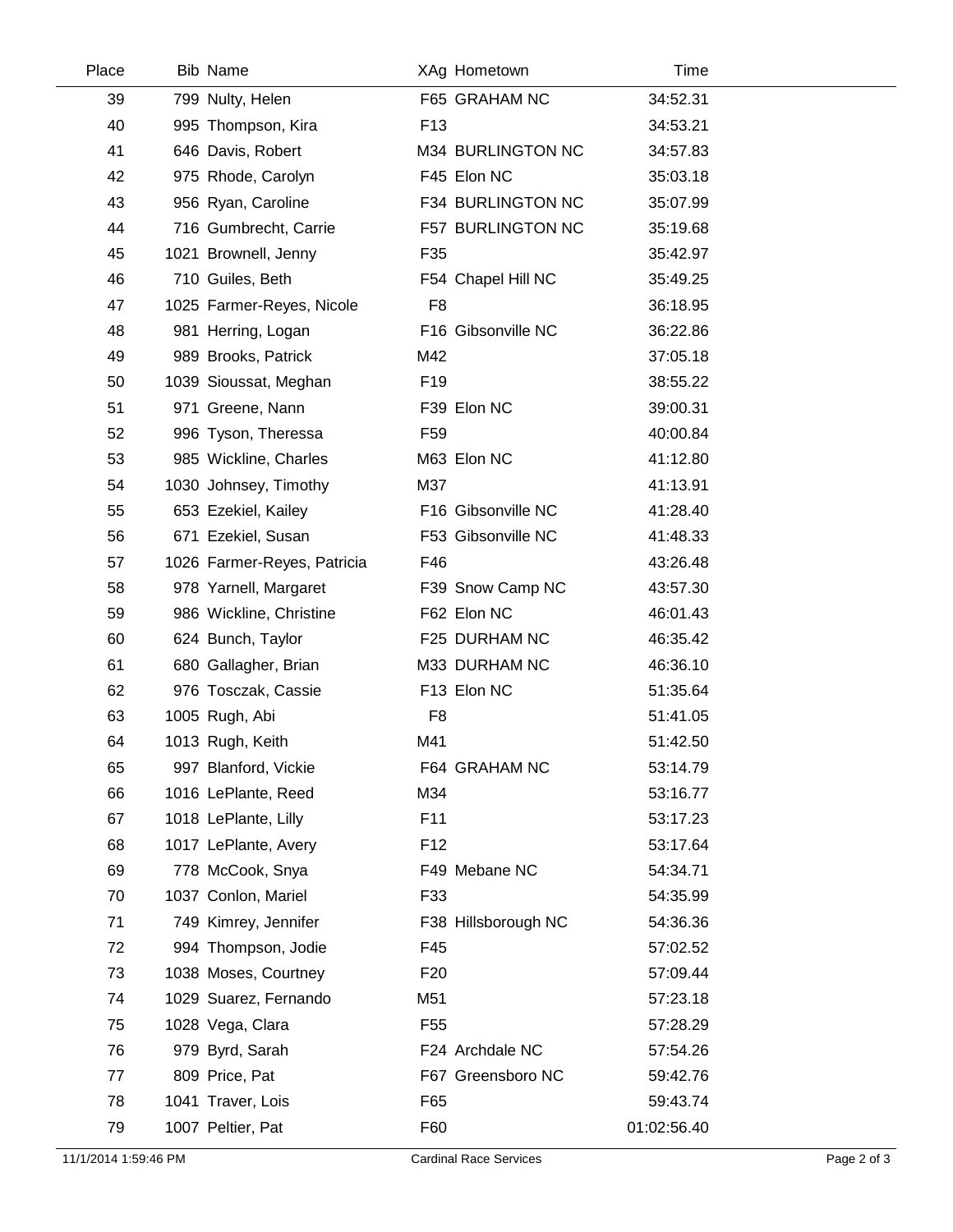| Place | Bib | Name | XAg | Hometown | Time |
|---|---|---|---|---|---|
| 39 | 799 | Nulty, Helen | F65 | GRAHAM NC | 34:52.31 |
| 40 | 995 | Thompson, Kira | F13 | | 34:53.21 |
| 41 | 646 | Davis, Robert | M34 | BURLINGTON NC | 34:57.83 |
| 42 | 975 | Rhode, Carolyn | F45 | Elon NC | 35:03.18 |
| 43 | 956 | Ryan, Caroline | F34 | BURLINGTON NC | 35:07.99 |
| 44 | 716 | Gumbrecht, Carrie | F57 | BURLINGTON NC | 35:19.68 |
| 45 | 1021 | Brownell, Jenny | F35 | | 35:42.97 |
| 46 | 710 | Guiles, Beth | F54 | Chapel Hill NC | 35:49.25 |
| 47 | 1025 | Farmer-Reyes, Nicole | F8 | | 36:18.95 |
| 48 | 981 | Herring, Logan | F16 | Gibsonville NC | 36:22.86 |
| 49 | 989 | Brooks, Patrick | M42 | | 37:05.18 |
| 50 | 1039 | Sioussat, Meghan | F19 | | 38:55.22 |
| 51 | 971 | Greene, Nann | F39 | Elon NC | 39:00.31 |
| 52 | 996 | Tyson, Theressa | F59 | | 40:00.84 |
| 53 | 985 | Wickline, Charles | M63 | Elon NC | 41:12.80 |
| 54 | 1030 | Johnsey, Timothy | M37 | | 41:13.91 |
| 55 | 653 | Ezekiel, Kailey | F16 | Gibsonville NC | 41:28.40 |
| 56 | 671 | Ezekiel, Susan | F53 | Gibsonville NC | 41:48.33 |
| 57 | 1026 | Farmer-Reyes, Patricia | F46 | | 43:26.48 |
| 58 | 978 | Yarnell, Margaret | F39 | Snow Camp NC | 43:57.30 |
| 59 | 986 | Wickline, Christine | F62 | Elon NC | 46:01.43 |
| 60 | 624 | Bunch, Taylor | F25 | DURHAM NC | 46:35.42 |
| 61 | 680 | Gallagher, Brian | M33 | DURHAM NC | 46:36.10 |
| 62 | 976 | Tosczak, Cassie | F13 | Elon NC | 51:35.64 |
| 63 | 1005 | Rugh, Abi | F8 | | 51:41.05 |
| 64 | 1013 | Rugh, Keith | M41 | | 51:42.50 |
| 65 | 997 | Blanford, Vickie | F64 | GRAHAM NC | 53:14.79 |
| 66 | 1016 | LePlante, Reed | M34 | | 53:16.77 |
| 67 | 1018 | LePlante, Lilly | F11 | | 53:17.23 |
| 68 | 1017 | LePlante, Avery | F12 | | 53:17.64 |
| 69 | 778 | McCook, Snya | F49 | Mebane NC | 54:34.71 |
| 70 | 1037 | Conlon, Mariel | F33 | | 54:35.99 |
| 71 | 749 | Kimrey, Jennifer | F38 | Hillsborough NC | 54:36.36 |
| 72 | 994 | Thompson, Jodie | F45 | | 57:02.52 |
| 73 | 1038 | Moses, Courtney | F20 | | 57:09.44 |
| 74 | 1029 | Suarez, Fernando | M51 | | 57:23.18 |
| 75 | 1028 | Vega, Clara | F55 | | 57:28.29 |
| 76 | 979 | Byrd, Sarah | F24 | Archdale NC | 57:54.26 |
| 77 | 809 | Price, Pat | F67 | Greensboro NC | 59:42.76 |
| 78 | 1041 | Traver, Lois | F65 | | 59:43.74 |
| 79 | 1007 | Peltier, Pat | F60 | | 01:02:56.40 |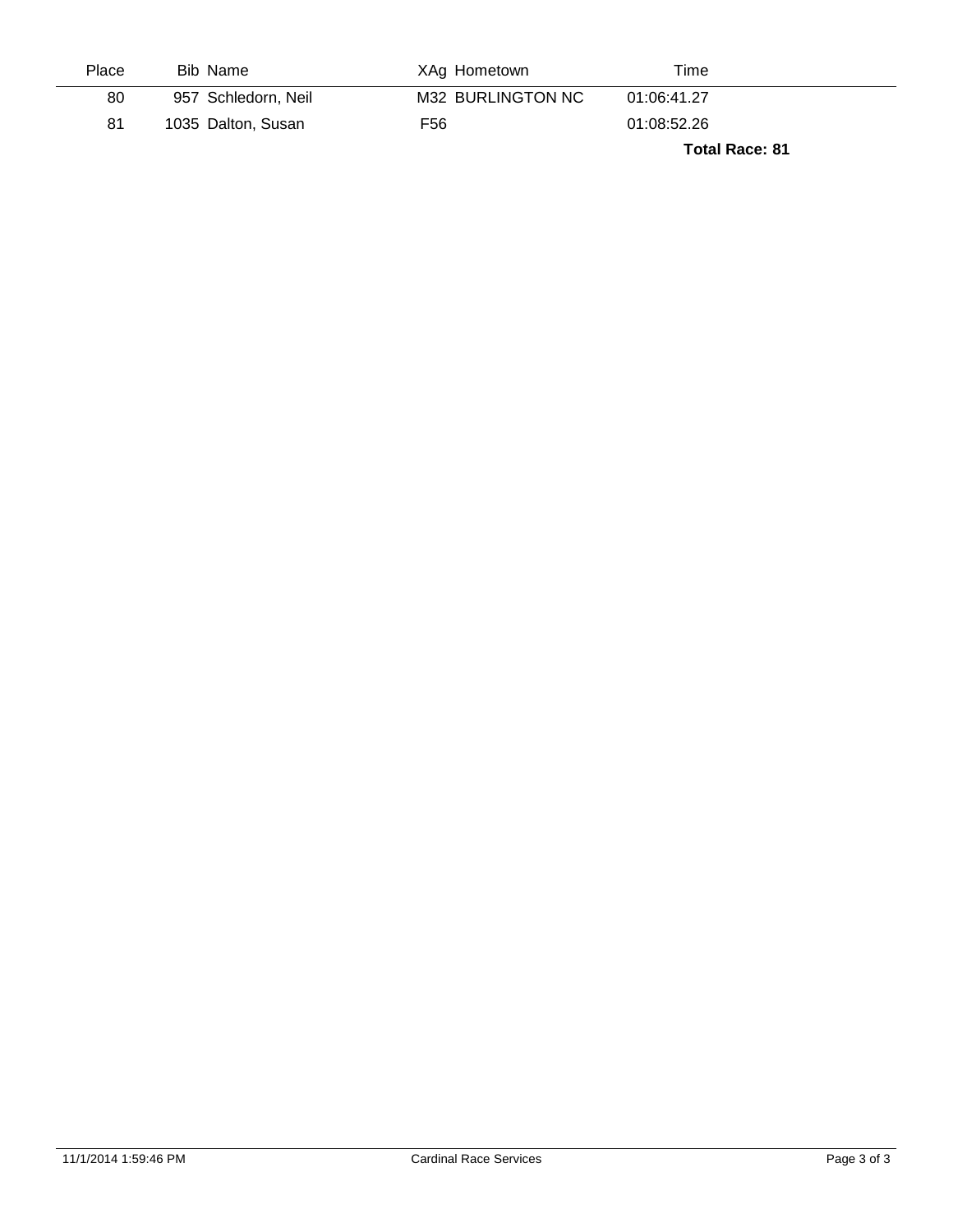| Place | Bib | Name | XAg | Hometown | Time |
|---|---|---|---|---|---|
| 80 | 957 | Schledorn, Neil | M32 | BURLINGTON NC | 01:06:41.27 |
| 81 | 1035 | Dalton, Susan | F56 | | 01:08:52.26 |

**Total Race: 81**